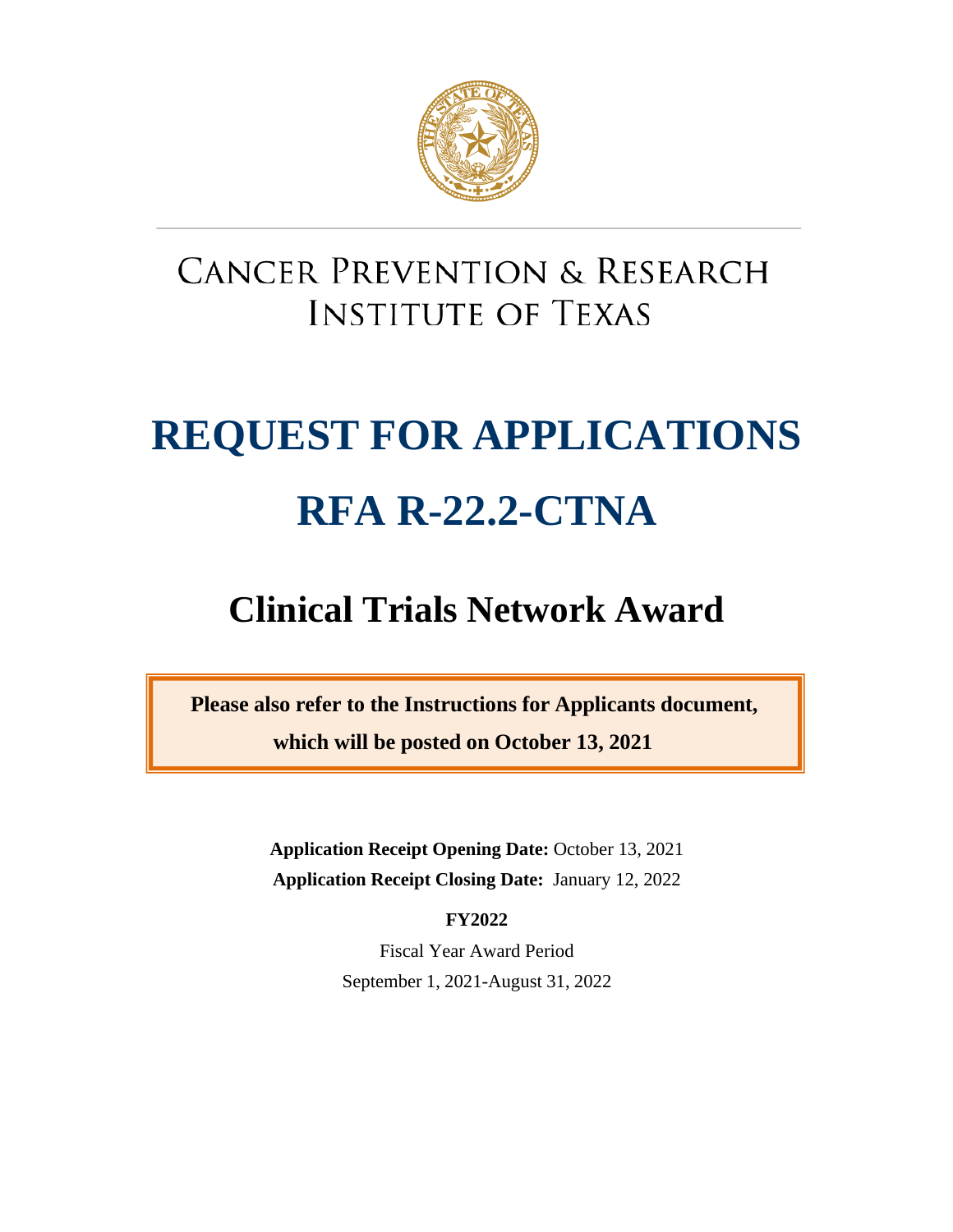# CANCER PREVENTION & RESEARCH INSTITUTE OF TEXAS

# REQUEST FOR APPLICATIONS

# RFA R-22.2-CTNA

## Clinical Trials Network Award

**Please also refer to the Instructions for Applicants document, which will be posted on October 13, 2021**

**Application Receipt Opening Date:** October 13, 2021

**Application Receipt Closing Date:** January 12, 2022

**FY2022**

Fiscal Year Award Period

September 1, 2021-August 31, 2022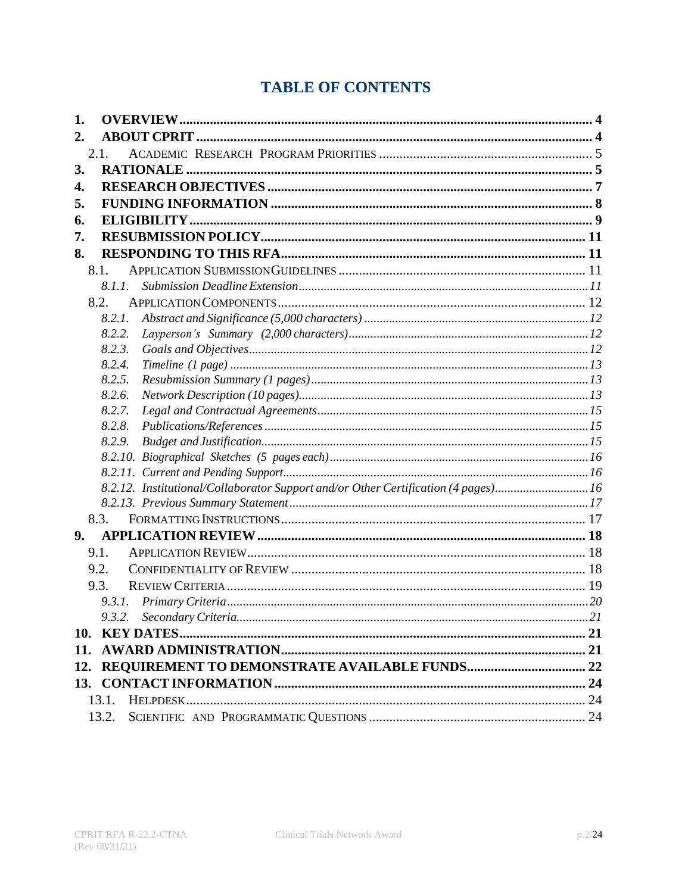# TABLE OF CONTENTS

1. **OVERVIEW** ........................................................................................................... 4
2. **ABOUT CPRIT** ....................................................................................................... 4
   - 2.1. Academic Research Program Priorities ........................................................ 5
3. **RATIONALE** ........................................................................................................... 5
4. **RESEARCH OBJECTIVES** ........................................................................................ 7
5. **FUNDING INFORMATION** ........................................................................................ 8
6. **ELIGIBILITY** ........................................................................................................... 9
7. **RESUBMISSION POLICY** ....................................................................................... 11
8. **RESPONDING TO THIS RFA** .................................................................................. 11
   - 8.1. Application Submission Guidelines ............................................................ 11
     - *8.1.1. Submission Deadline Extension* ............................................................ 11
   - 8.2. Application Components ............................................................................ 12
     - *8.2.1. Abstract and Significance (5,000 characters)* ........................................ 12
     - *8.2.2. Layperson's Summary (2,000 characters)* ............................................. 12
     - *8.2.3. Goals and Objectives* ............................................................................ 12
     - *8.2.4. Timeline (1 page)* ................................................................................. 13
     - *8.2.5. Resubmission Summary (1 pages)* ........................................................ 13
     - *8.2.6. Network Description (10 pages)* ........................................................... 13
     - *8.2.7. Legal and Contractual Agreements* ....................................................... 15
     - *8.2.8. Publications/References* ....................................................................... 15
     - *8.2.9. Budget and Justification* ....................................................................... 15
     - *8.2.10. Biographical Sketches (5 pages each)* ................................................. 16
     - *8.2.11. Current and Pending Support* .............................................................. 16
     - *8.2.12. Institutional/Collaborator Support and/or Other Certification (4 pages)* ... 16
     - *8.2.13. Previous Summary Statement* ............................................................. 17
   - 8.3. Formatting Instructions ............................................................................. 17
9. **APPLICATION REVIEW** ......................................................................................... 18
   - 9.1. Application Review ..................................................................................... 18
   - 9.2. Confidentiality of Review ........................................................................... 18
   - 9.3. Review Criteria ........................................................................................... 19
     - *9.3.1. Primary Criteria* .................................................................................... 20
     - *9.3.2. Secondary Criteria* ............................................................................... 21
10. **KEY DATES** ......................................................................................................... 21
11. **AWARD ADMINISTRATION** .................................................................................. 21
12. **REQUIREMENT TO DEMONSTRATE AVAILABLE FUNDS** ......................................... 22
13. **CONTACT INFORMATION** ..................................................................................... 24
    - 13.1. Helpdesk .................................................................................................. 24
    - 13.2. Scientific and Programmatic Questions ..................................................... 24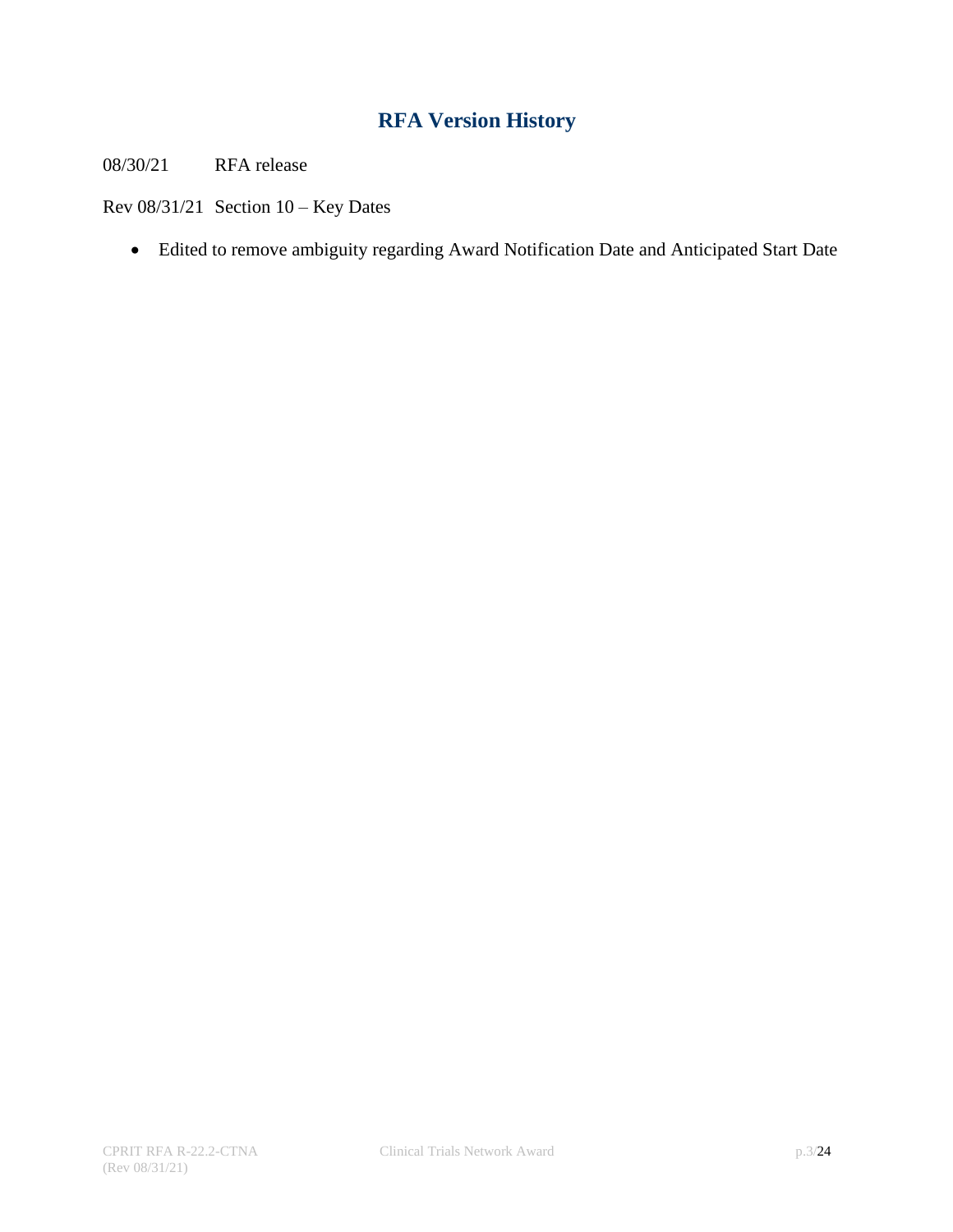## RFA Version History

08/30/21 RFA release

Rev 08/31/21 Section 10 – Key Dates

- Edited to remove ambiguity regarding Award Notification Date and Anticipated Start Date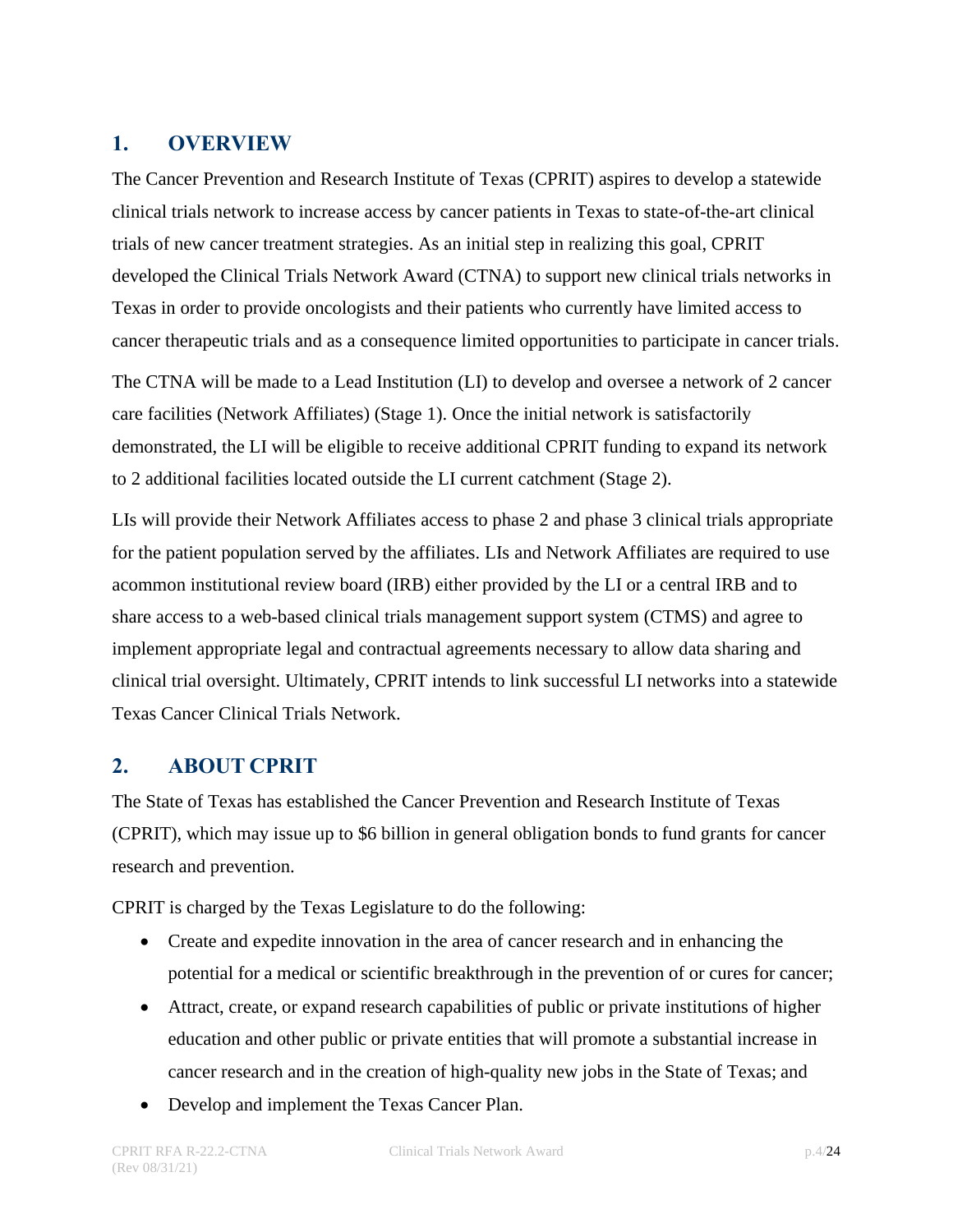## 1. OVERVIEW

The Cancer Prevention and Research Institute of Texas (CPRIT) aspires to develop a statewide clinical trials network to increase access by cancer patients in Texas to state-of-the-art clinical trials of new cancer treatment strategies. As an initial step in realizing this goal, CPRIT developed the Clinical Trials Network Award (CTNA) to support new clinical trials networks in Texas in order to provide oncologists and their patients who currently have limited access to cancer therapeutic trials and as a consequence limited opportunities to participate in cancer trials.

The CTNA will be made to a Lead Institution (LI) to develop and oversee a network of 2 cancer care facilities (Network Affiliates) (Stage 1). Once the initial network is satisfactorily demonstrated, the LI will be eligible to receive additional CPRIT funding to expand its network to 2 additional facilities located outside the LI current catchment (Stage 2).

LIs will provide their Network Affiliates access to phase 2 and phase 3 clinical trials appropriate for the patient population served by the affiliates. LIs and Network Affiliates are required to use acommon institutional review board (IRB) either provided by the LI or a central IRB and to share access to a web-based clinical trials management support system (CTMS) and agree to implement appropriate legal and contractual agreements necessary to allow data sharing and clinical trial oversight. Ultimately, CPRIT intends to link successful LI networks into a statewide Texas Cancer Clinical Trials Network.

## 2. ABOUT CPRIT

The State of Texas has established the Cancer Prevention and Research Institute of Texas (CPRIT), which may issue up to $6 billion in general obligation bonds to fund grants for cancer research and prevention.

CPRIT is charged by the Texas Legislature to do the following:

- Create and expedite innovation in the area of cancer research and in enhancing the potential for a medical or scientific breakthrough in the prevention of or cures for cancer;
- Attract, create, or expand research capabilities of public or private institutions of higher education and other public or private entities that will promote a substantial increase in cancer research and in the creation of high-quality new jobs in the State of Texas; and
- Develop and implement the Texas Cancer Plan.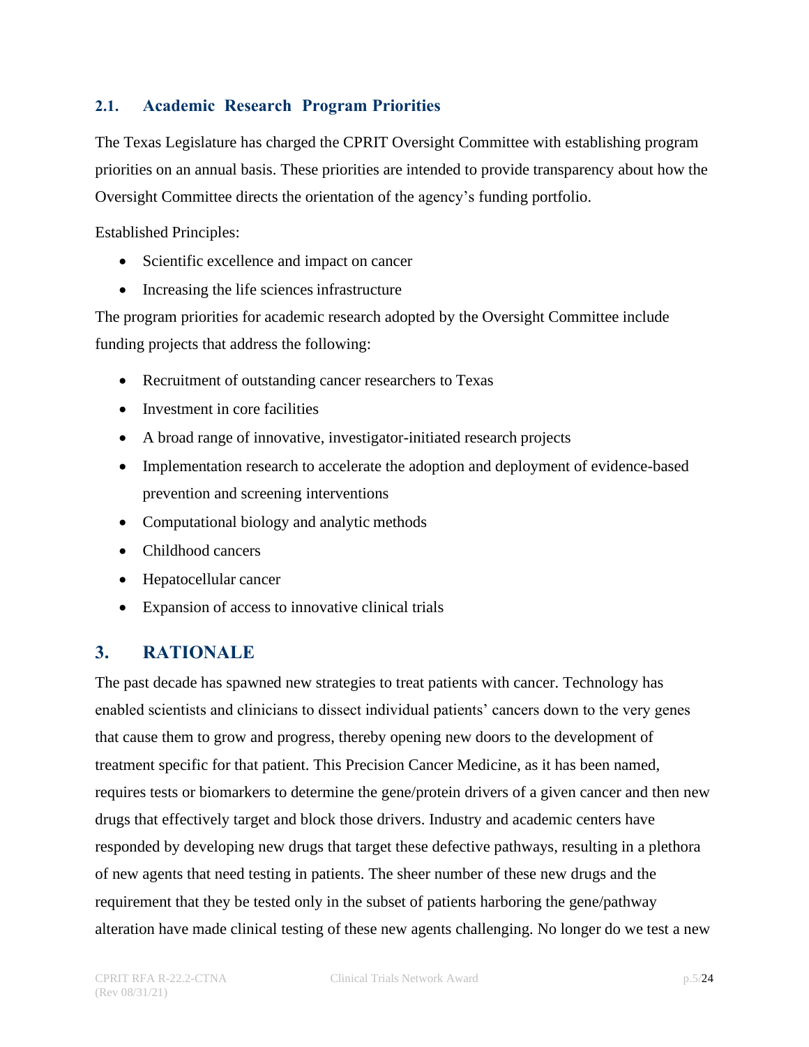### 2.1. Academic Research Program Priorities

The Texas Legislature has charged the CPRIT Oversight Committee with establishing program priorities on an annual basis. These priorities are intended to provide transparency about how the Oversight Committee directs the orientation of the agency's funding portfolio.

Established Principles:

- Scientific excellence and impact on cancer
- Increasing the life sciences infrastructure

The program priorities for academic research adopted by the Oversight Committee include funding projects that address the following:

- Recruitment of outstanding cancer researchers to Texas
- Investment in core facilities
- A broad range of innovative, investigator-initiated research projects
- Implementation research to accelerate the adoption and deployment of evidence-based prevention and screening interventions
- Computational biology and analytic methods
- Childhood cancers
- Hepatocellular cancer
- Expansion of access to innovative clinical trials

## 3. RATIONALE

The past decade has spawned new strategies to treat patients with cancer. Technology has enabled scientists and clinicians to dissect individual patients' cancers down to the very genes that cause them to grow and progress, thereby opening new doors to the development of treatment specific for that patient. This Precision Cancer Medicine, as it has been named, requires tests or biomarkers to determine the gene/protein drivers of a given cancer and then new drugs that effectively target and block those drivers. Industry and academic centers have responded by developing new drugs that target these defective pathways, resulting in a plethora of new agents that need testing in patients. The sheer number of these new drugs and the requirement that they be tested only in the subset of patients harboring the gene/pathway alteration have made clinical testing of these new agents challenging. No longer do we test a new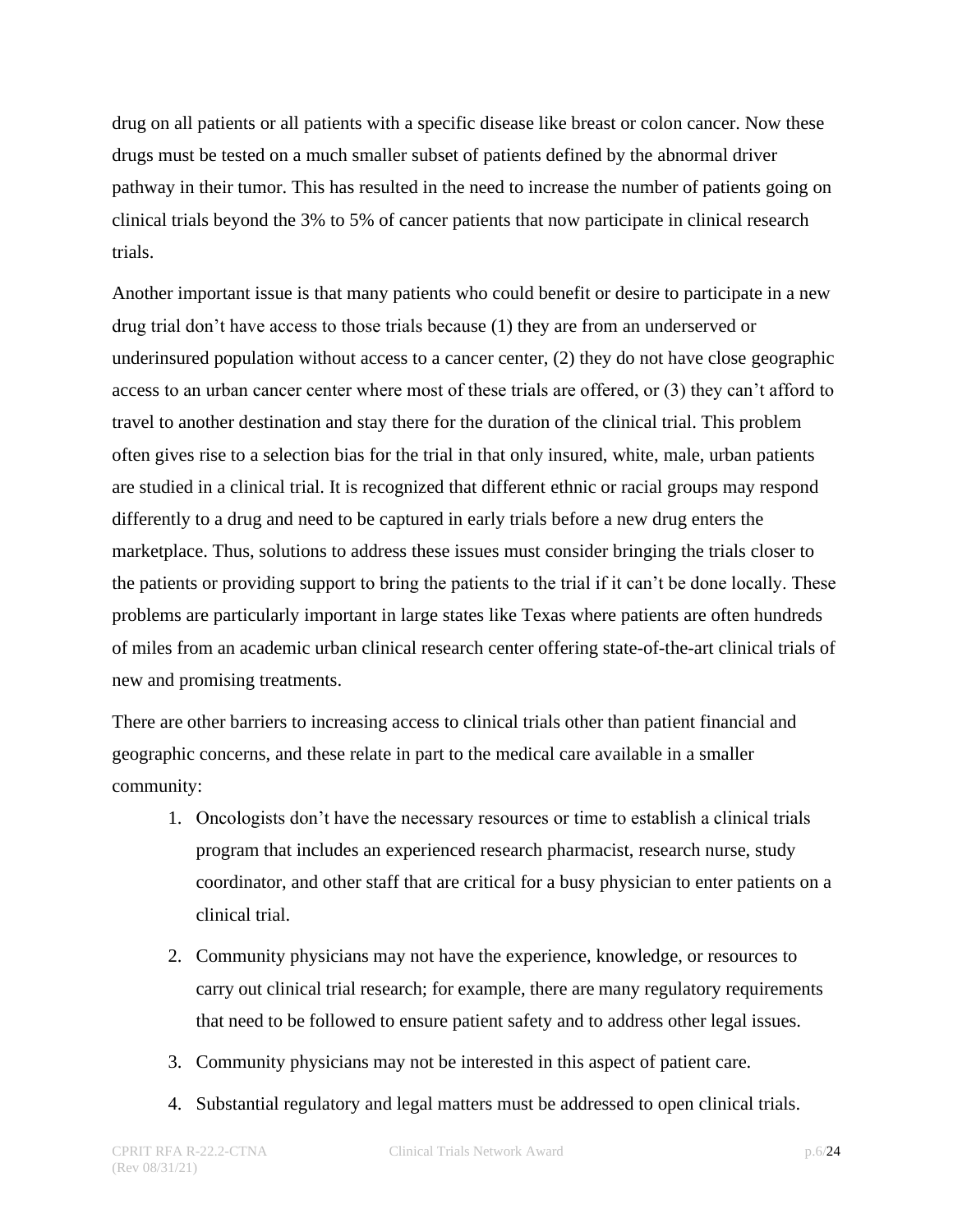drug on all patients or all patients with a specific disease like breast or colon cancer. Now these drugs must be tested on a much smaller subset of patients defined by the abnormal driver pathway in their tumor. This has resulted in the need to increase the number of patients going on clinical trials beyond the 3% to 5% of cancer patients that now participate in clinical research trials.

Another important issue is that many patients who could benefit or desire to participate in a new drug trial don't have access to those trials because (1) they are from an underserved or underinsured population without access to a cancer center, (2) they do not have close geographic access to an urban cancer center where most of these trials are offered, or (3) they can't afford to travel to another destination and stay there for the duration of the clinical trial. This problem often gives rise to a selection bias for the trial in that only insured, white, male, urban patients are studied in a clinical trial. It is recognized that different ethnic or racial groups may respond differently to a drug and need to be captured in early trials before a new drug enters the marketplace. Thus, solutions to address these issues must consider bringing the trials closer to the patients or providing support to bring the patients to the trial if it can't be done locally. These problems are particularly important in large states like Texas where patients are often hundreds of miles from an academic urban clinical research center offering state-of-the-art clinical trials of new and promising treatments.

There are other barriers to increasing access to clinical trials other than patient financial and geographic concerns, and these relate in part to the medical care available in a smaller community:

1. Oncologists don't have the necessary resources or time to establish a clinical trials program that includes an experienced research pharmacist, research nurse, study coordinator, and other staff that are critical for a busy physician to enter patients on a clinical trial.
2. Community physicians may not have the experience, knowledge, or resources to carry out clinical trial research; for example, there are many regulatory requirements that need to be followed to ensure patient safety and to address other legal issues.
3. Community physicians may not be interested in this aspect of patient care.
4. Substantial regulatory and legal matters must be addressed to open clinical trials.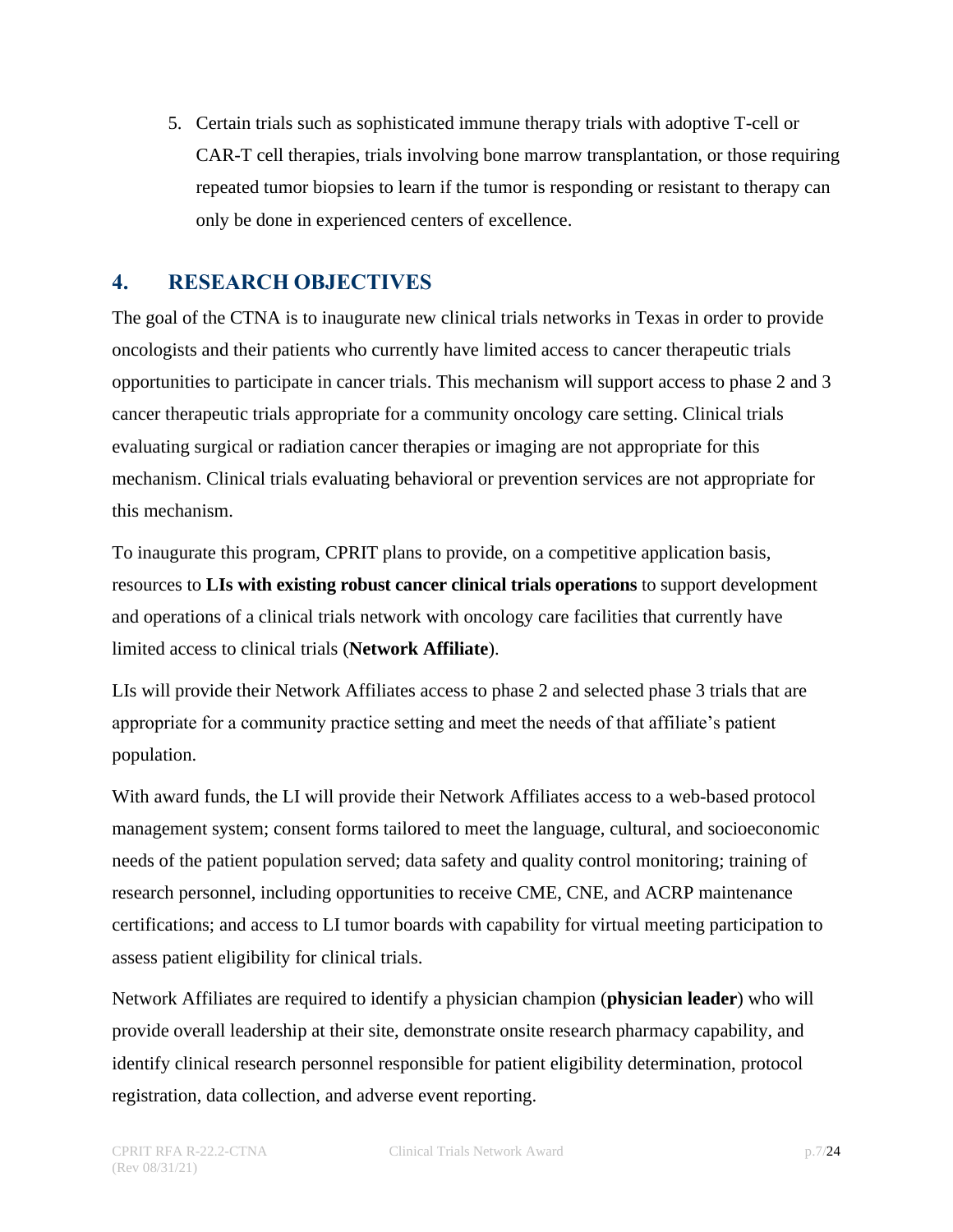5. Certain trials such as sophisticated immune therapy trials with adoptive T-cell or CAR-T cell therapies, trials involving bone marrow transplantation, or those requiring repeated tumor biopsies to learn if the tumor is responding or resistant to therapy can only be done in experienced centers of excellence.

## 4. RESEARCH OBJECTIVES

The goal of the CTNA is to inaugurate new clinical trials networks in Texas in order to provide oncologists and their patients who currently have limited access to cancer therapeutic trials opportunities to participate in cancer trials. This mechanism will support access to phase 2 and 3 cancer therapeutic trials appropriate for a community oncology care setting. Clinical trials evaluating surgical or radiation cancer therapies or imaging are not appropriate for this mechanism. Clinical trials evaluating behavioral or prevention services are not appropriate for this mechanism.

To inaugurate this program, CPRIT plans to provide, on a competitive application basis, resources to **LIs with existing robust cancer clinical trials operations** to support development and operations of a clinical trials network with oncology care facilities that currently have limited access to clinical trials (**Network Affiliate**).

LIs will provide their Network Affiliates access to phase 2 and selected phase 3 trials that are appropriate for a community practice setting and meet the needs of that affiliate's patient population.

With award funds, the LI will provide their Network Affiliates access to a web-based protocol management system; consent forms tailored to meet the language, cultural, and socioeconomic needs of the patient population served; data safety and quality control monitoring; training of research personnel, including opportunities to receive CME, CNE, and ACRP maintenance certifications; and access to LI tumor boards with capability for virtual meeting participation to assess patient eligibility for clinical trials.

Network Affiliates are required to identify a physician champion (**physician leader**) who will provide overall leadership at their site, demonstrate onsite research pharmacy capability, and identify clinical research personnel responsible for patient eligibility determination, protocol registration, data collection, and adverse event reporting.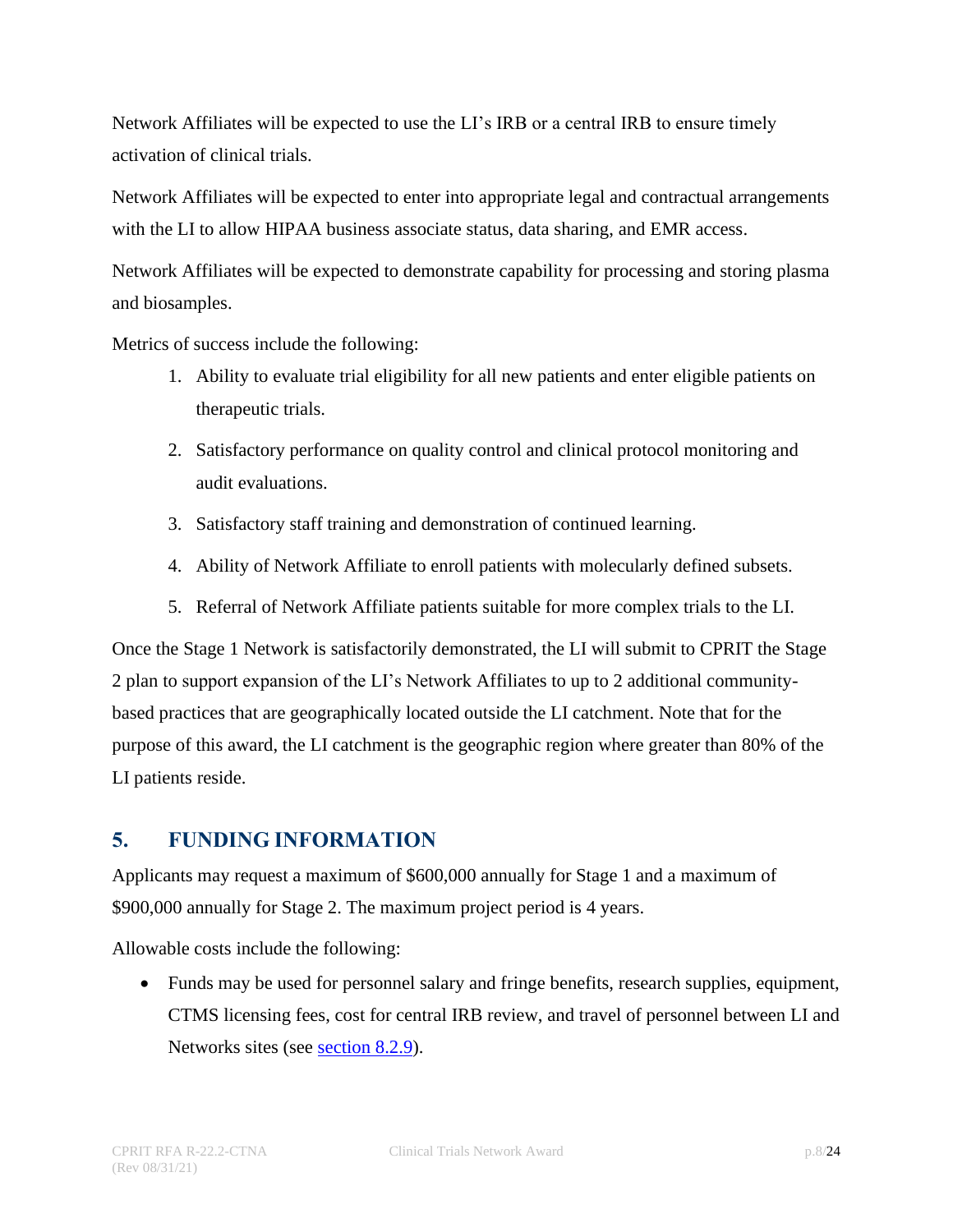Network Affiliates will be expected to use the LI's IRB or a central IRB to ensure timely activation of clinical trials.

Network Affiliates will be expected to enter into appropriate legal and contractual arrangements with the LI to allow HIPAA business associate status, data sharing, and EMR access.

Network Affiliates will be expected to demonstrate capability for processing and storing plasma and biosamples.

Metrics of success include the following:

1. Ability to evaluate trial eligibility for all new patients and enter eligible patients on therapeutic trials.
2. Satisfactory performance on quality control and clinical protocol monitoring and audit evaluations.
3. Satisfactory staff training and demonstration of continued learning.
4. Ability of Network Affiliate to enroll patients with molecularly defined subsets.
5. Referral of Network Affiliate patients suitable for more complex trials to the LI.

Once the Stage 1 Network is satisfactorily demonstrated, the LI will submit to CPRIT the Stage 2 plan to support expansion of the LI's Network Affiliates to up to 2 additional community-based practices that are geographically located outside the LI catchment. Note that for the purpose of this award, the LI catchment is the geographic region where greater than 80% of the LI patients reside.

## 5. FUNDING INFORMATION

Applicants may request a maximum of $600,000 annually for Stage 1 and a maximum of $900,000 annually for Stage 2. The maximum project period is 4 years.

Allowable costs include the following:

- Funds may be used for personnel salary and fringe benefits, research supplies, equipment, CTMS licensing fees, cost for central IRB review, and travel of personnel between LI and Networks sites (see section 8.2.9).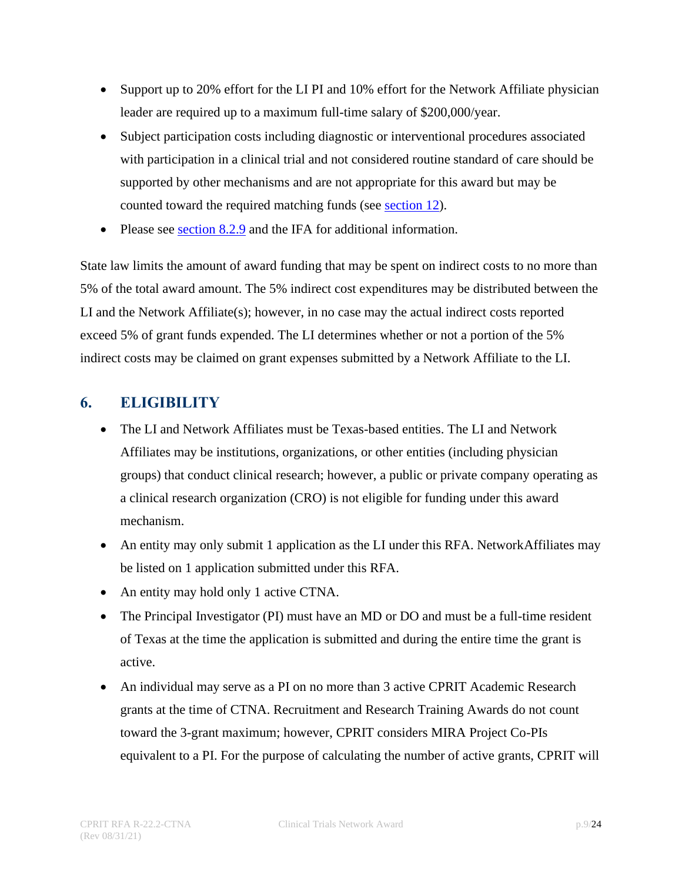- Support up to 20% effort for the LI PI and 10% effort for the Network Affiliate physician leader are required up to a maximum full-time salary of $200,000/year.
- Subject participation costs including diagnostic or interventional procedures associated with participation in a clinical trial and not considered routine standard of care should be supported by other mechanisms and are not appropriate for this award but may be counted toward the required matching funds (see section 12).
- Please see section 8.2.9 and the IFA for additional information.

State law limits the amount of award funding that may be spent on indirect costs to no more than 5% of the total award amount. The 5% indirect cost expenditures may be distributed between the LI and the Network Affiliate(s); however, in no case may the actual indirect costs reported exceed 5% of grant funds expended. The LI determines whether or not a portion of the 5% indirect costs may be claimed on grant expenses submitted by a Network Affiliate to the LI.

## 6. ELIGIBILITY

- The LI and Network Affiliates must be Texas-based entities. The LI and Network Affiliates may be institutions, organizations, or other entities (including physician groups) that conduct clinical research; however, a public or private company operating as a clinical research organization (CRO) is not eligible for funding under this award mechanism.
- An entity may only submit 1 application as the LI under this RFA. NetworkAffiliates may be listed on 1 application submitted under this RFA.
- An entity may hold only 1 active CTNA.
- The Principal Investigator (PI) must have an MD or DO and must be a full-time resident of Texas at the time the application is submitted and during the entire time the grant is active.
- An individual may serve as a PI on no more than 3 active CPRIT Academic Research grants at the time of CTNA. Recruitment and Research Training Awards do not count toward the 3-grant maximum; however, CPRIT considers MIRA Project Co-PIs equivalent to a PI. For the purpose of calculating the number of active grants, CPRIT will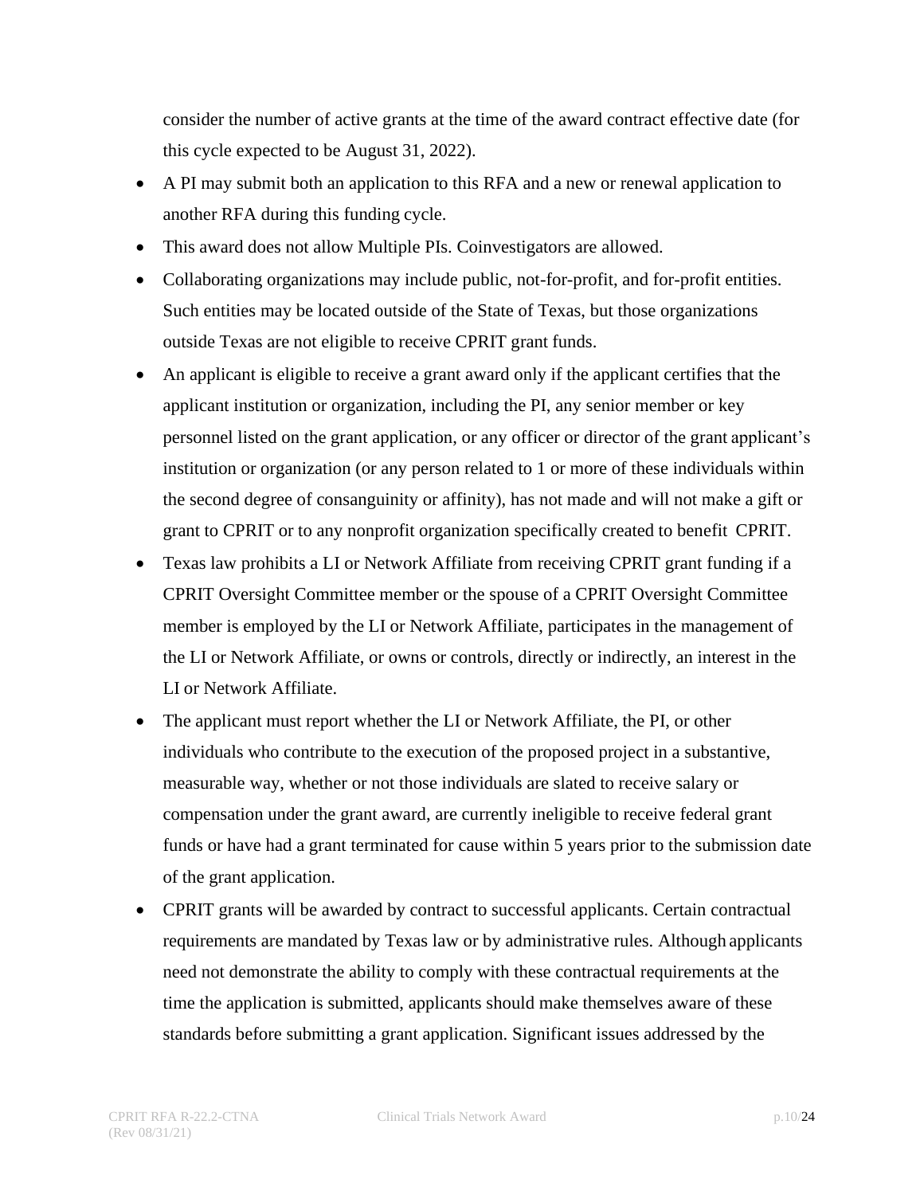consider the number of active grants at the time of the award contract effective date (for this cycle expected to be August 31, 2022).

- A PI may submit both an application to this RFA and a new or renewal application to another RFA during this funding cycle.
- This award does not allow Multiple PIs. Coinvestigators are allowed.
- Collaborating organizations may include public, not-for-profit, and for-profit entities. Such entities may be located outside of the State of Texas, but those organizations outside Texas are not eligible to receive CPRIT grant funds.
- An applicant is eligible to receive a grant award only if the applicant certifies that the applicant institution or organization, including the PI, any senior member or key personnel listed on the grant application, or any officer or director of the grant applicant's institution or organization (or any person related to 1 or more of these individuals within the second degree of consanguinity or affinity), has not made and will not make a gift or grant to CPRIT or to any nonprofit organization specifically created to benefit CPRIT.
- Texas law prohibits a LI or Network Affiliate from receiving CPRIT grant funding if a CPRIT Oversight Committee member or the spouse of a CPRIT Oversight Committee member is employed by the LI or Network Affiliate, participates in the management of the LI or Network Affiliate, or owns or controls, directly or indirectly, an interest in the LI or Network Affiliate.
- The applicant must report whether the LI or Network Affiliate, the PI, or other individuals who contribute to the execution of the proposed project in a substantive, measurable way, whether or not those individuals are slated to receive salary or compensation under the grant award, are currently ineligible to receive federal grant funds or have had a grant terminated for cause within 5 years prior to the submission date of the grant application.
- CPRIT grants will be awarded by contract to successful applicants. Certain contractual requirements are mandated by Texas law or by administrative rules. Although applicants need not demonstrate the ability to comply with these contractual requirements at the time the application is submitted, applicants should make themselves aware of these standards before submitting a grant application. Significant issues addressed by the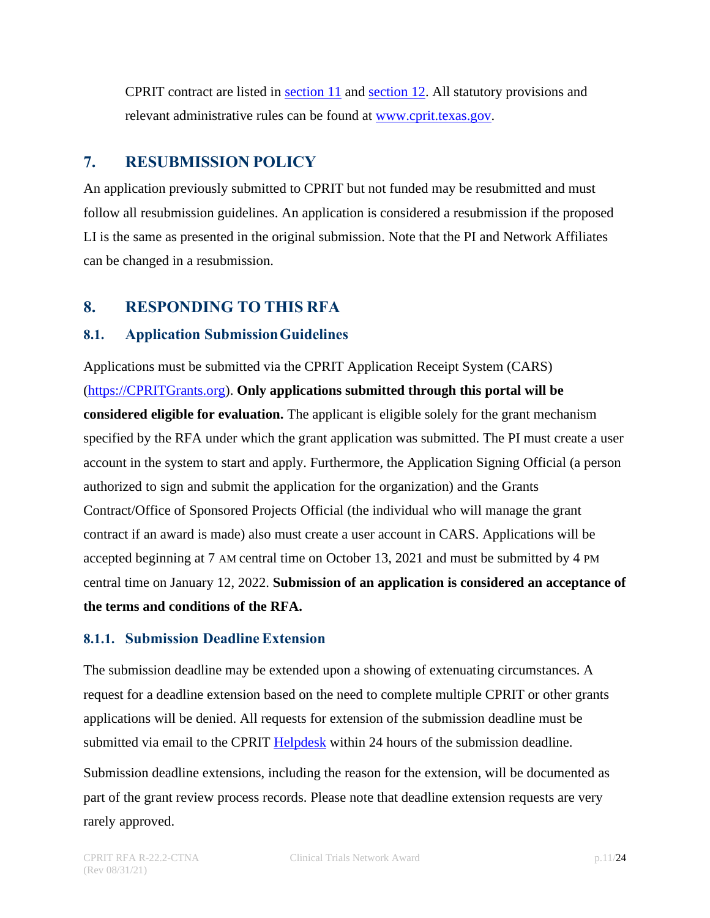CPRIT contract are listed in section 11 and section 12. All statutory provisions and relevant administrative rules can be found at www.cprit.texas.gov.

## 7. RESUBMISSION POLICY

An application previously submitted to CPRIT but not funded may be resubmitted and must follow all resubmission guidelines. An application is considered a resubmission if the proposed LI is the same as presented in the original submission. Note that the PI and Network Affiliates can be changed in a resubmission.

## 8. RESPONDING TO THIS RFA

### 8.1. Application Submission Guidelines

Applications must be submitted via the CPRIT Application Receipt System (CARS) (https://CPRITGrants.org). **Only applications submitted through this portal will be considered eligible for evaluation.** The applicant is eligible solely for the grant mechanism specified by the RFA under which the grant application was submitted. The PI must create a user account in the system to start and apply. Furthermore, the Application Signing Official (a person authorized to sign and submit the application for the organization) and the Grants Contract/Office of Sponsored Projects Official (the individual who will manage the grant contract if an award is made) also must create a user account in CARS. Applications will be accepted beginning at 7 AM central time on October 13, 2021 and must be submitted by 4 PM central time on January 12, 2022. **Submission of an application is considered an acceptance of the terms and conditions of the RFA.**

#### 8.1.1. Submission Deadline Extension

The submission deadline may be extended upon a showing of extenuating circumstances. A request for a deadline extension based on the need to complete multiple CPRIT or other grants applications will be denied. All requests for extension of the submission deadline must be submitted via email to the CPRIT Helpdesk within 24 hours of the submission deadline.

Submission deadline extensions, including the reason for the extension, will be documented as part of the grant review process records. Please note that deadline extension requests are very rarely approved.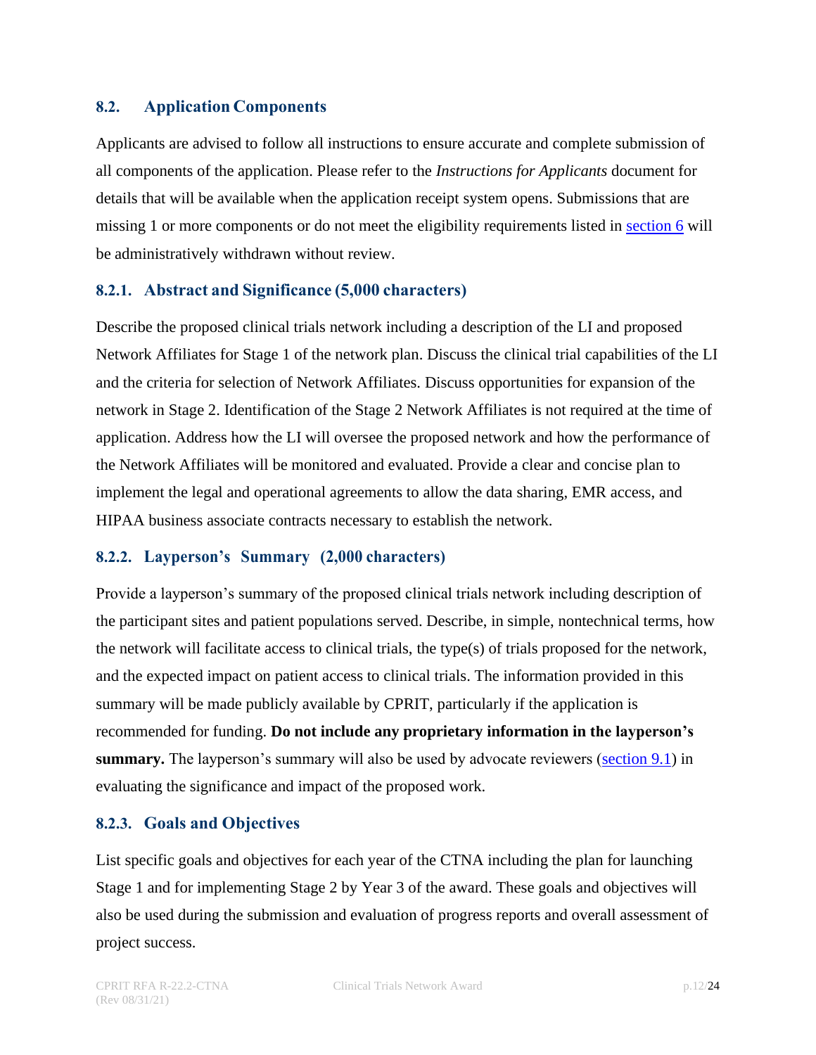## 8.2. Application Components

Applicants are advised to follow all instructions to ensure accurate and complete submission of all components of the application. Please refer to the *Instructions for Applicants* document for details that will be available when the application receipt system opens. Submissions that are missing 1 or more components or do not meet the eligibility requirements listed in section 6 will be administratively withdrawn without review.

### 8.2.1. Abstract and Significance (5,000 characters)

Describe the proposed clinical trials network including a description of the LI and proposed Network Affiliates for Stage 1 of the network plan. Discuss the clinical trial capabilities of the LI and the criteria for selection of Network Affiliates. Discuss opportunities for expansion of the network in Stage 2. Identification of the Stage 2 Network Affiliates is not required at the time of application. Address how the LI will oversee the proposed network and how the performance of the Network Affiliates will be monitored and evaluated. Provide a clear and concise plan to implement the legal and operational agreements to allow the data sharing, EMR access, and HIPAA business associate contracts necessary to establish the network.

### 8.2.2. Layperson's Summary (2,000 characters)

Provide a layperson's summary of the proposed clinical trials network including description of the participant sites and patient populations served. Describe, in simple, nontechnical terms, how the network will facilitate access to clinical trials, the type(s) of trials proposed for the network, and the expected impact on patient access to clinical trials. The information provided in this summary will be made publicly available by CPRIT, particularly if the application is recommended for funding. **Do not include any proprietary information in the layperson's summary.** The layperson's summary will also be used by advocate reviewers (section 9.1) in evaluating the significance and impact of the proposed work.

### 8.2.3. Goals and Objectives

List specific goals and objectives for each year of the CTNA including the plan for launching Stage 1 and for implementing Stage 2 by Year 3 of the award. These goals and objectives will also be used during the submission and evaluation of progress reports and overall assessment of project success.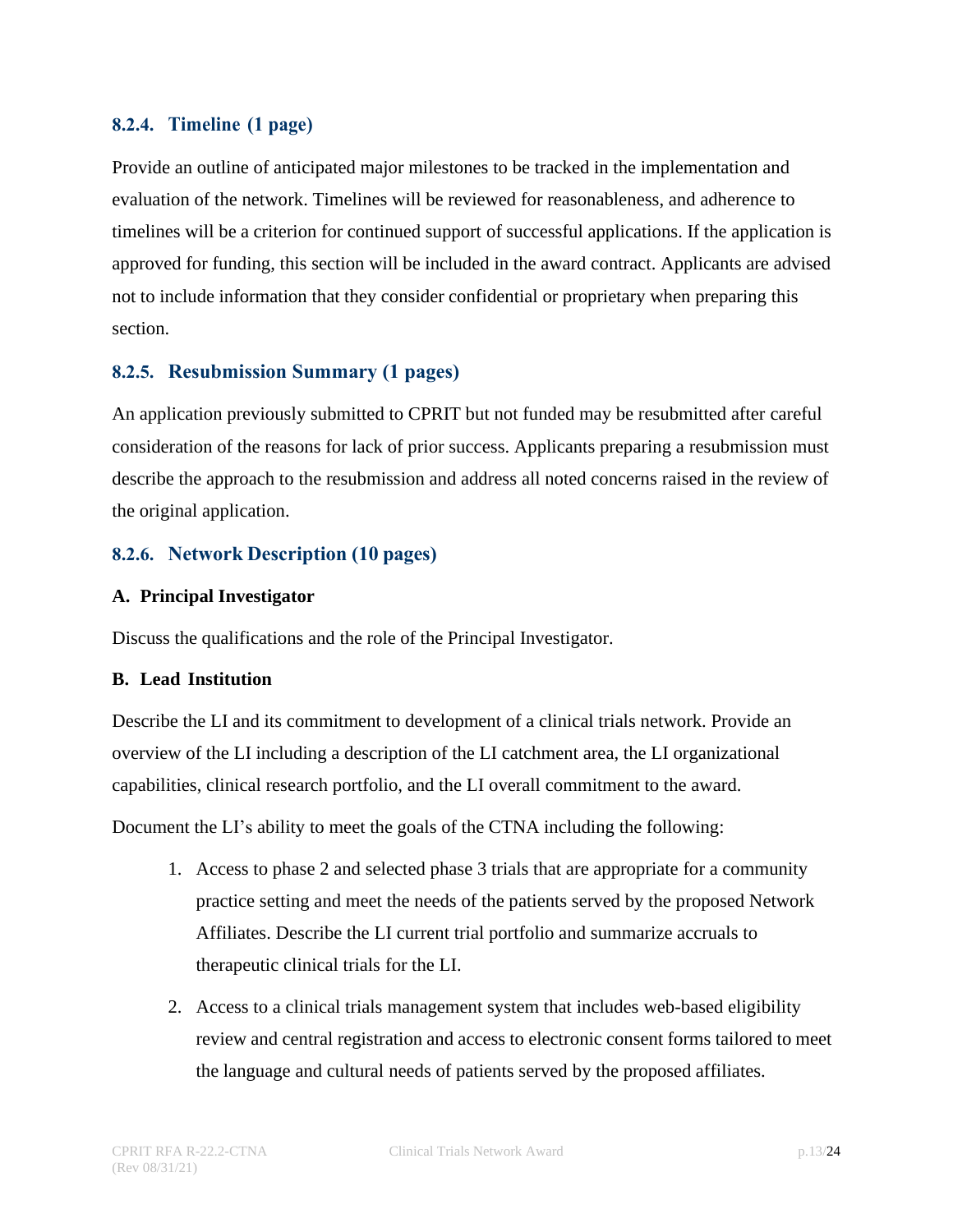### 8.2.4. Timeline (1 page)

Provide an outline of anticipated major milestones to be tracked in the implementation and evaluation of the network. Timelines will be reviewed for reasonableness, and adherence to timelines will be a criterion for continued support of successful applications. If the application is approved for funding, this section will be included in the award contract. Applicants are advised not to include information that they consider confidential or proprietary when preparing this section.

### 8.2.5. Resubmission Summary (1 pages)

An application previously submitted to CPRIT but not funded may be resubmitted after careful consideration of the reasons for lack of prior success. Applicants preparing a resubmission must describe the approach to the resubmission and address all noted concerns raised in the review of the original application.

### 8.2.6. Network Description (10 pages)

**A. Principal Investigator**

Discuss the qualifications and the role of the Principal Investigator.

**B. Lead Institution**

Describe the LI and its commitment to development of a clinical trials network. Provide an overview of the LI including a description of the LI catchment area, the LI organizational capabilities, clinical research portfolio, and the LI overall commitment to the award.

Document the LI's ability to meet the goals of the CTNA including the following:

1. Access to phase 2 and selected phase 3 trials that are appropriate for a community practice setting and meet the needs of the patients served by the proposed Network Affiliates. Describe the LI current trial portfolio and summarize accruals to therapeutic clinical trials for the LI.
2. Access to a clinical trials management system that includes web-based eligibility review and central registration and access to electronic consent forms tailored to meet the language and cultural needs of patients served by the proposed affiliates.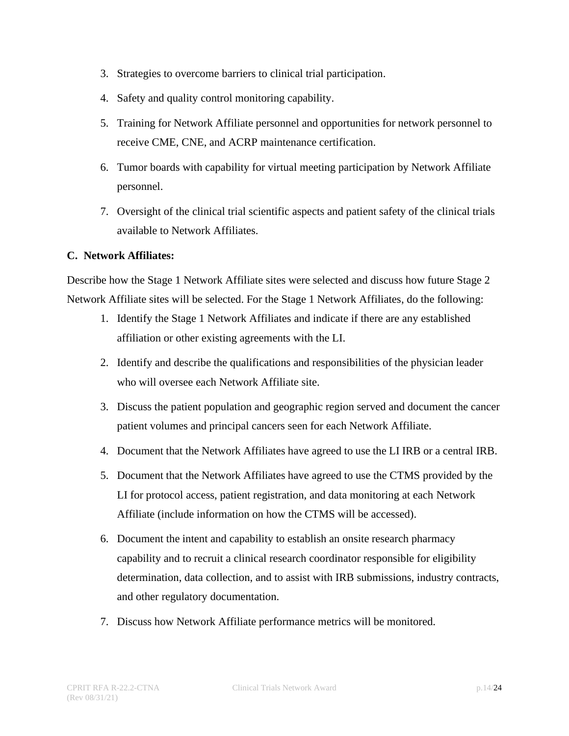3. Strategies to overcome barriers to clinical trial participation.
4. Safety and quality control monitoring capability.
5. Training for Network Affiliate personnel and opportunities for network personnel to receive CME, CNE, and ACRP maintenance certification.
6. Tumor boards with capability for virtual meeting participation by Network Affiliate personnel.
7. Oversight of the clinical trial scientific aspects and patient safety of the clinical trials available to Network Affiliates.

**C. Network Affiliates:**

Describe how the Stage 1 Network Affiliate sites were selected and discuss how future Stage 2 Network Affiliate sites will be selected. For the Stage 1 Network Affiliates, do the following:

1. Identify the Stage 1 Network Affiliates and indicate if there are any established affiliation or other existing agreements with the LI.
2. Identify and describe the qualifications and responsibilities of the physician leader who will oversee each Network Affiliate site.
3. Discuss the patient population and geographic region served and document the cancer patient volumes and principal cancers seen for each Network Affiliate.
4. Document that the Network Affiliates have agreed to use the LI IRB or a central IRB.
5. Document that the Network Affiliates have agreed to use the CTMS provided by the LI for protocol access, patient registration, and data monitoring at each Network Affiliate (include information on how the CTMS will be accessed).
6. Document the intent and capability to establish an onsite research pharmacy capability and to recruit a clinical research coordinator responsible for eligibility determination, data collection, and to assist with IRB submissions, industry contracts, and other regulatory documentation.
7. Discuss how Network Affiliate performance metrics will be monitored.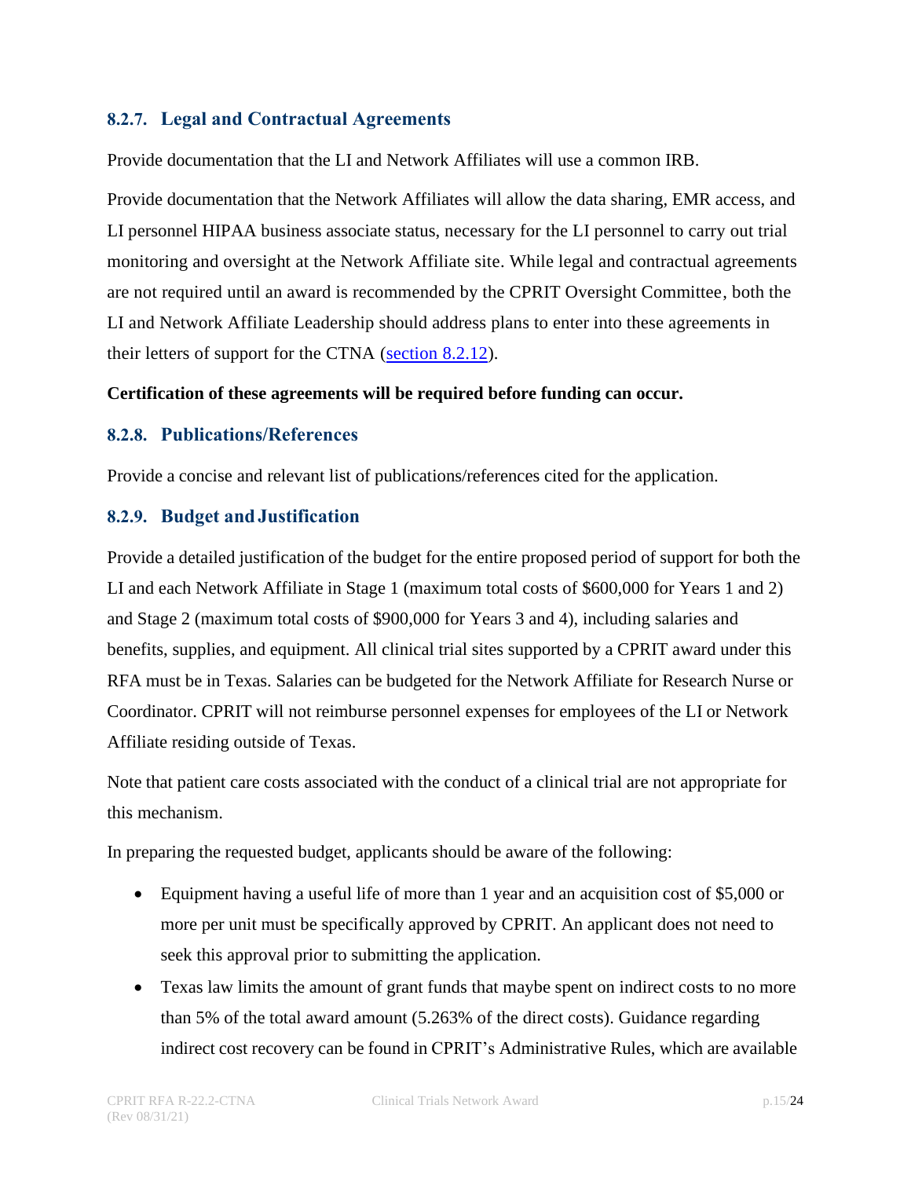### 8.2.7. Legal and Contractual Agreements

Provide documentation that the LI and Network Affiliates will use a common IRB.

Provide documentation that the Network Affiliates will allow the data sharing, EMR access, and LI personnel HIPAA business associate status, necessary for the LI personnel to carry out trial monitoring and oversight at the Network Affiliate site. While legal and contractual agreements are not required until an award is recommended by the CPRIT Oversight Committee, both the LI and Network Affiliate Leadership should address plans to enter into these agreements in their letters of support for the CTNA (section 8.2.12).

**Certification of these agreements will be required before funding can occur.**

### 8.2.8. Publications/References

Provide a concise and relevant list of publications/references cited for the application.

### 8.2.9. Budget and Justification

Provide a detailed justification of the budget for the entire proposed period of support for both the LI and each Network Affiliate in Stage 1 (maximum total costs of $600,000 for Years 1 and 2) and Stage 2 (maximum total costs of $900,000 for Years 3 and 4), including salaries and benefits, supplies, and equipment. All clinical trial sites supported by a CPRIT award under this RFA must be in Texas. Salaries can be budgeted for the Network Affiliate for Research Nurse or Coordinator. CPRIT will not reimburse personnel expenses for employees of the LI or Network Affiliate residing outside of Texas.

Note that patient care costs associated with the conduct of a clinical trial are not appropriate for this mechanism.

In preparing the requested budget, applicants should be aware of the following:

- Equipment having a useful life of more than 1 year and an acquisition cost of $5,000 or more per unit must be specifically approved by CPRIT. An applicant does not need to seek this approval prior to submitting the application.
- Texas law limits the amount of grant funds that maybe spent on indirect costs to no more than 5% of the total award amount (5.263% of the direct costs). Guidance regarding indirect cost recovery can be found in CPRIT's Administrative Rules, which are available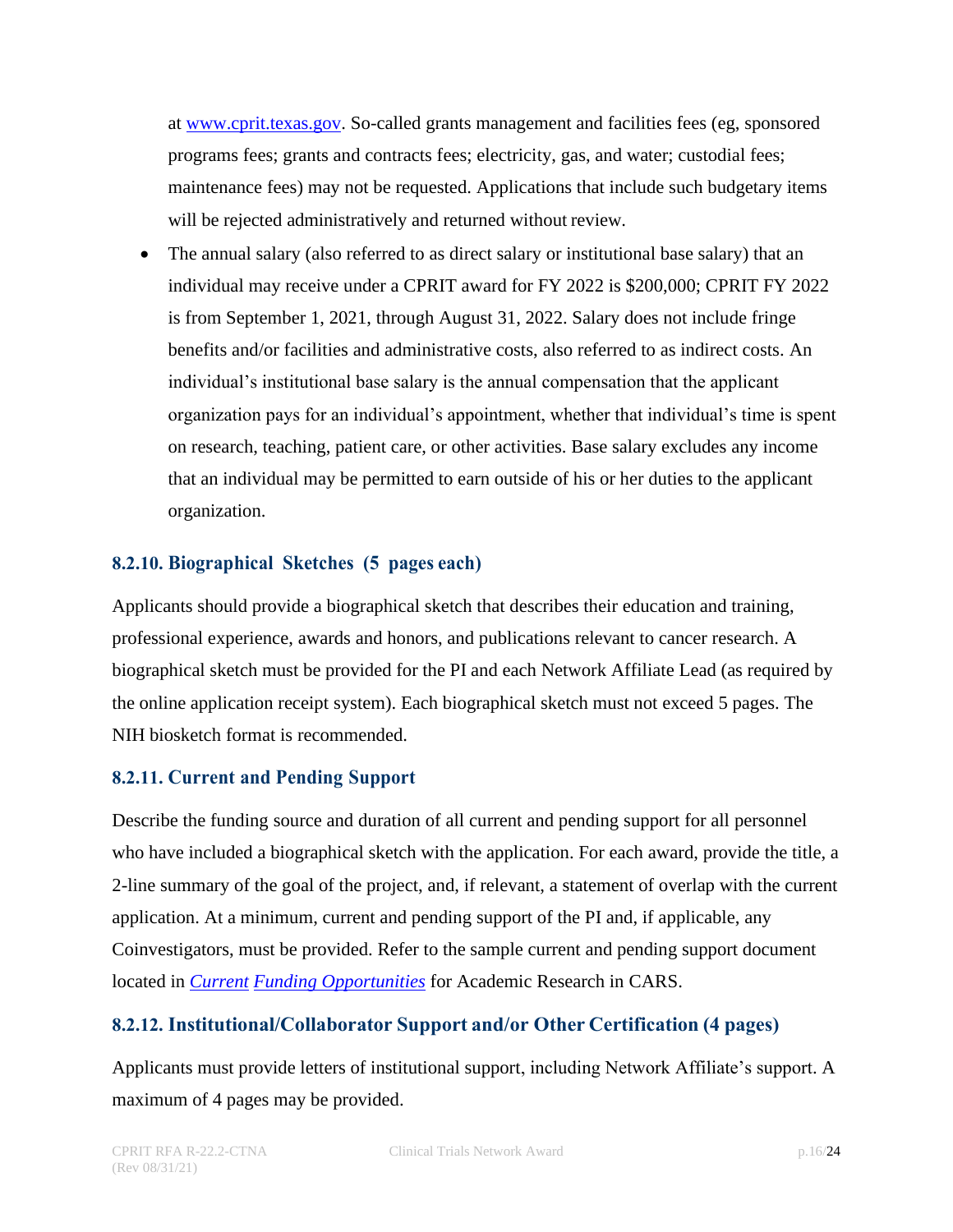at [www.cprit.texas.gov](http://www.cprit.texas.gov). So-called grants management and facilities fees (eg, sponsored programs fees; grants and contracts fees; electricity, gas, and water; custodial fees; maintenance fees) may not be requested. Applications that include such budgetary items will be rejected administratively and returned without review.

- The annual salary (also referred to as direct salary or institutional base salary) that an individual may receive under a CPRIT award for FY 2022 is $200,000; CPRIT FY 2022 is from September 1, 2021, through August 31, 2022. Salary does not include fringe benefits and/or facilities and administrative costs, also referred to as indirect costs. An individual's institutional base salary is the annual compensation that the applicant organization pays for an individual's appointment, whether that individual's time is spent on research, teaching, patient care, or other activities. Base salary excludes any income that an individual may be permitted to earn outside of his or her duties to the applicant organization.

### 8.2.10. Biographical Sketches (5 pages each)

Applicants should provide a biographical sketch that describes their education and training, professional experience, awards and honors, and publications relevant to cancer research. A biographical sketch must be provided for the PI and each Network Affiliate Lead (as required by the online application receipt system). Each biographical sketch must not exceed 5 pages. The NIH biosketch format is recommended.

### 8.2.11. Current and Pending Support

Describe the funding source and duration of all current and pending support for all personnel who have included a biographical sketch with the application. For each award, provide the title, a 2-line summary of the goal of the project, and, if relevant, a statement of overlap with the current application. At a minimum, current and pending support of the PI and, if applicable, any Coinvestigators, must be provided. Refer to the sample current and pending support document located in *Current Funding Opportunities* for Academic Research in CARS.

### 8.2.12. Institutional/Collaborator Support and/or Other Certification (4 pages)

Applicants must provide letters of institutional support, including Network Affiliate's support. A maximum of 4 pages may be provided.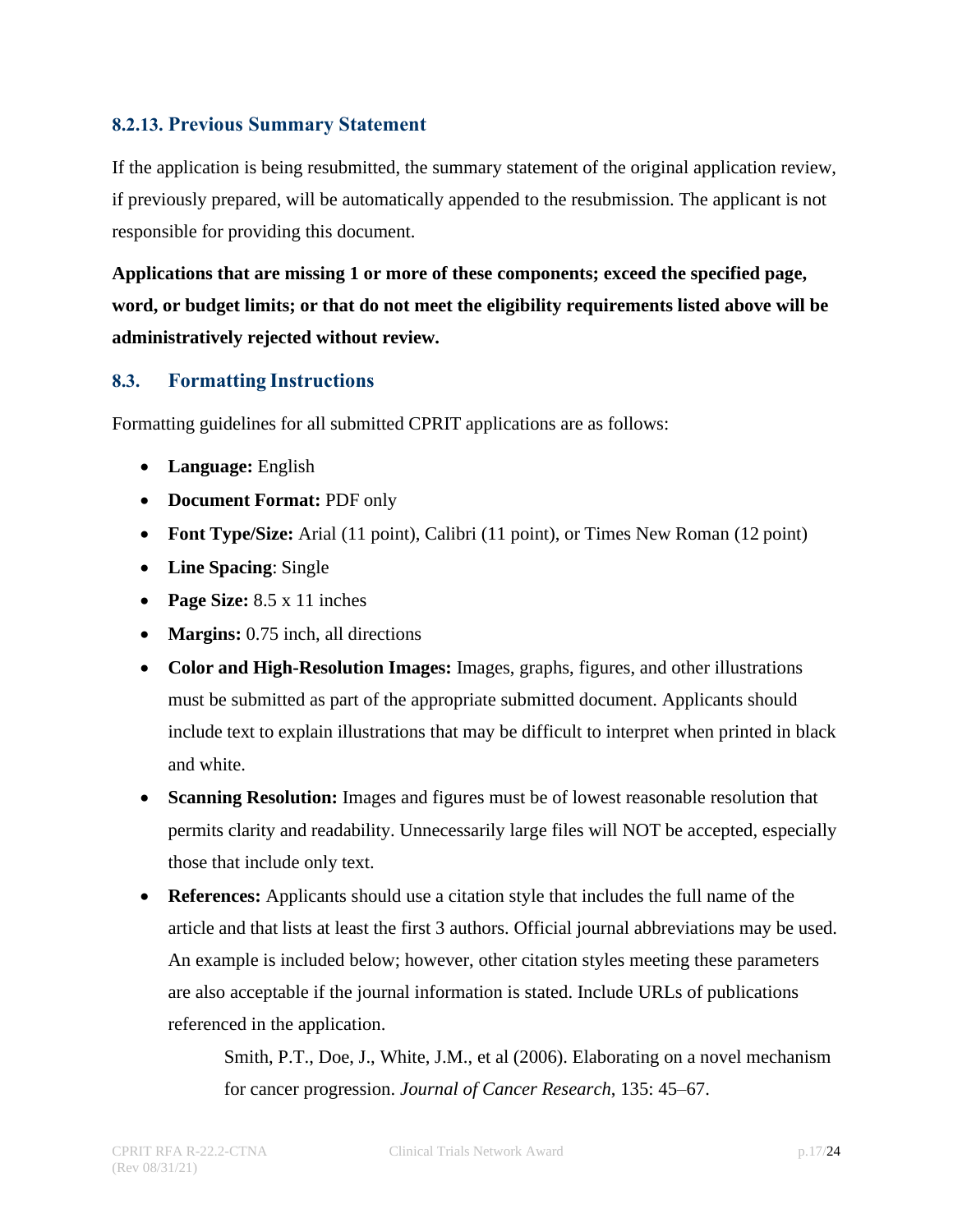### 8.2.13. Previous Summary Statement

If the application is being resubmitted, the summary statement of the original application review, if previously prepared, will be automatically appended to the resubmission. The applicant is not responsible for providing this document.

**Applications that are missing 1 or more of these components; exceed the specified page, word, or budget limits; or that do not meet the eligibility requirements listed above will be administratively rejected without review.**

## 8.3. Formatting Instructions

Formatting guidelines for all submitted CPRIT applications are as follows:

- **Language:** English
- **Document Format:** PDF only
- **Font Type/Size:** Arial (11 point), Calibri (11 point), or Times New Roman (12 point)
- **Line Spacing**: Single
- **Page Size:** 8.5 x 11 inches
- **Margins:** 0.75 inch, all directions
- **Color and High-Resolution Images:** Images, graphs, figures, and other illustrations must be submitted as part of the appropriate submitted document. Applicants should include text to explain illustrations that may be difficult to interpret when printed in black and white.
- **Scanning Resolution:** Images and figures must be of lowest reasonable resolution that permits clarity and readability. Unnecessarily large files will NOT be accepted, especially those that include only text.
- **References:** Applicants should use a citation style that includes the full name of the article and that lists at least the first 3 authors. Official journal abbreviations may be used. An example is included below; however, other citation styles meeting these parameters are also acceptable if the journal information is stated. Include URLs of publications referenced in the application.

  Smith, P.T., Doe, J., White, J.M., et al (2006). Elaborating on a novel mechanism for cancer progression. *Journal of Cancer Research*, 135: 45–67.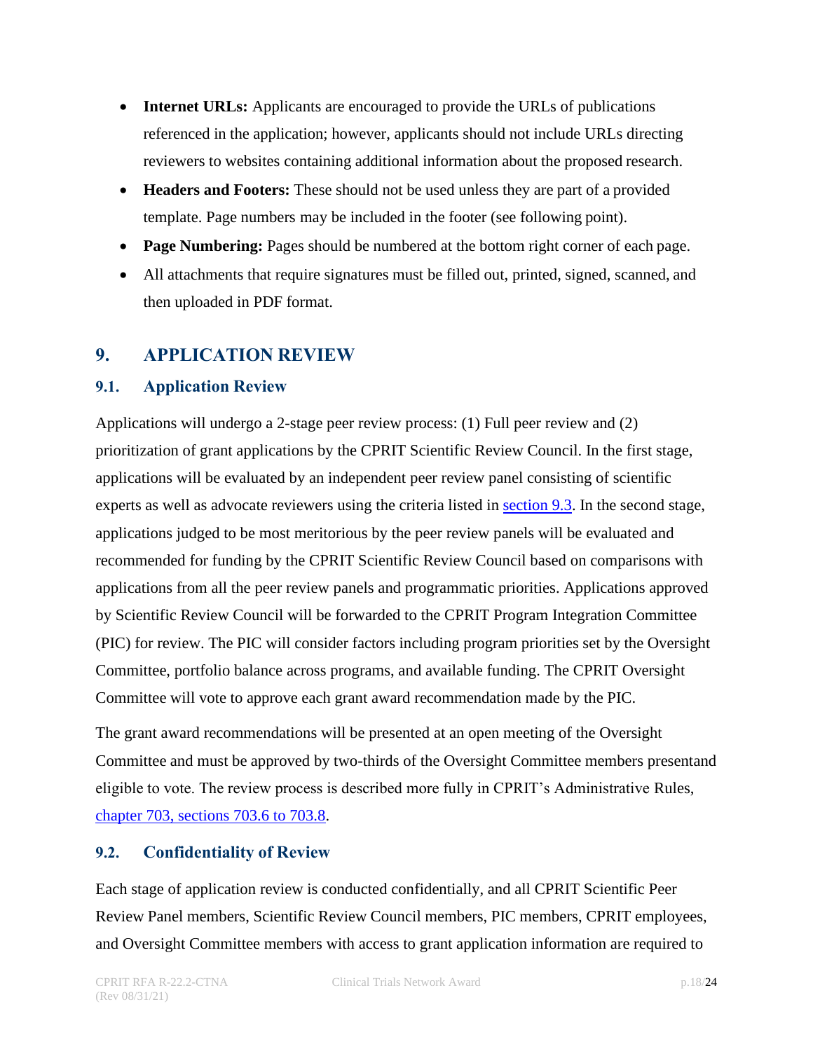- **Internet URLs:** Applicants are encouraged to provide the URLs of publications referenced in the application; however, applicants should not include URLs directing reviewers to websites containing additional information about the proposed research.
- **Headers and Footers:** These should not be used unless they are part of a provided template. Page numbers may be included in the footer (see following point).
- **Page Numbering:** Pages should be numbered at the bottom right corner of each page.
- All attachments that require signatures must be filled out, printed, signed, scanned, and then uploaded in PDF format.

## 9. APPLICATION REVIEW

### 9.1. Application Review

Applications will undergo a 2-stage peer review process: (1) Full peer review and (2) prioritization of grant applications by the CPRIT Scientific Review Council. In the first stage, applications will be evaluated by an independent peer review panel consisting of scientific experts as well as advocate reviewers using the criteria listed in section 9.3. In the second stage, applications judged to be most meritorious by the peer review panels will be evaluated and recommended for funding by the CPRIT Scientific Review Council based on comparisons with applications from all the peer review panels and programmatic priorities. Applications approved by Scientific Review Council will be forwarded to the CPRIT Program Integration Committee (PIC) for review. The PIC will consider factors including program priorities set by the Oversight Committee, portfolio balance across programs, and available funding. The CPRIT Oversight Committee will vote to approve each grant award recommendation made by the PIC.

The grant award recommendations will be presented at an open meeting of the Oversight Committee and must be approved by two-thirds of the Oversight Committee members presentand eligible to vote. The review process is described more fully in CPRIT's Administrative Rules, chapter 703, sections 703.6 to 703.8.

### 9.2. Confidentiality of Review

Each stage of application review is conducted confidentially, and all CPRIT Scientific Peer Review Panel members, Scientific Review Council members, PIC members, CPRIT employees, and Oversight Committee members with access to grant application information are required to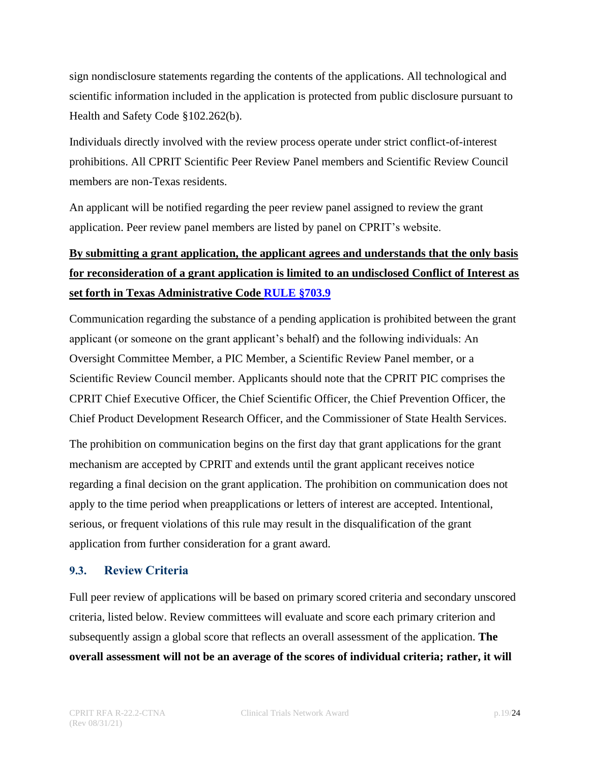sign nondisclosure statements regarding the contents of the applications. All technological and scientific information included in the application is protected from public disclosure pursuant to Health and Safety Code §102.262(b).

Individuals directly involved with the review process operate under strict conflict-of-interest prohibitions. All CPRIT Scientific Peer Review Panel members and Scientific Review Council members are non-Texas residents.

An applicant will be notified regarding the peer review panel assigned to review the grant application. Peer review panel members are listed by panel on CPRIT's website.

**By submitting a grant application, the applicant agrees and understands that the only basis for reconsideration of a grant application is limited to an undisclosed Conflict of Interest as set forth in Texas Administrative Code RULE §703.9**

Communication regarding the substance of a pending application is prohibited between the grant applicant (or someone on the grant applicant's behalf) and the following individuals: An Oversight Committee Member, a PIC Member, a Scientific Review Panel member, or a Scientific Review Council member. Applicants should note that the CPRIT PIC comprises the CPRIT Chief Executive Officer, the Chief Scientific Officer, the Chief Prevention Officer, the Chief Product Development Research Officer, and the Commissioner of State Health Services.

The prohibition on communication begins on the first day that grant applications for the grant mechanism are accepted by CPRIT and extends until the grant applicant receives notice regarding a final decision on the grant application. The prohibition on communication does not apply to the time period when preapplications or letters of interest are accepted. Intentional, serious, or frequent violations of this rule may result in the disqualification of the grant application from further consideration for a grant award.

### 9.3. Review Criteria

Full peer review of applications will be based on primary scored criteria and secondary unscored criteria, listed below. Review committees will evaluate and score each primary criterion and subsequently assign a global score that reflects an overall assessment of the application. **The overall assessment will not be an average of the scores of individual criteria; rather, it will**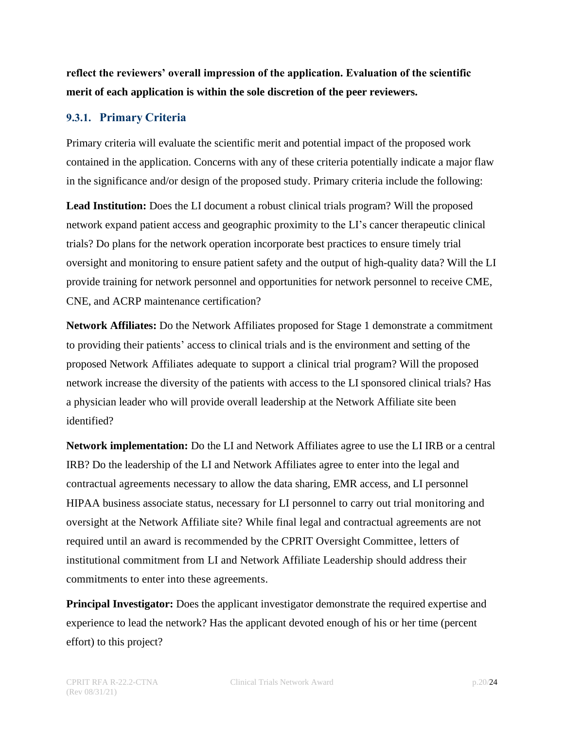**reflect the reviewers' overall impression of the application. Evaluation of the scientific merit of each application is within the sole discretion of the peer reviewers.**

### 9.3.1. Primary Criteria

Primary criteria will evaluate the scientific merit and potential impact of the proposed work contained in the application. Concerns with any of these criteria potentially indicate a major flaw in the significance and/or design of the proposed study. Primary criteria include the following:

**Lead Institution:** Does the LI document a robust clinical trials program? Will the proposed network expand patient access and geographic proximity to the LI's cancer therapeutic clinical trials? Do plans for the network operation incorporate best practices to ensure timely trial oversight and monitoring to ensure patient safety and the output of high-quality data? Will the LI provide training for network personnel and opportunities for network personnel to receive CME, CNE, and ACRP maintenance certification?

**Network Affiliates:** Do the Network Affiliates proposed for Stage 1 demonstrate a commitment to providing their patients' access to clinical trials and is the environment and setting of the proposed Network Affiliates adequate to support a clinical trial program? Will the proposed network increase the diversity of the patients with access to the LI sponsored clinical trials? Has a physician leader who will provide overall leadership at the Network Affiliate site been identified?

**Network implementation:** Do the LI and Network Affiliates agree to use the LI IRB or a central IRB? Do the leadership of the LI and Network Affiliates agree to enter into the legal and contractual agreements necessary to allow the data sharing, EMR access, and LI personnel HIPAA business associate status, necessary for LI personnel to carry out trial monitoring and oversight at the Network Affiliate site? While final legal and contractual agreements are not required until an award is recommended by the CPRIT Oversight Committee, letters of institutional commitment from LI and Network Affiliate Leadership should address their commitments to enter into these agreements.

**Principal Investigator:** Does the applicant investigator demonstrate the required expertise and experience to lead the network? Has the applicant devoted enough of his or her time (percent effort) to this project?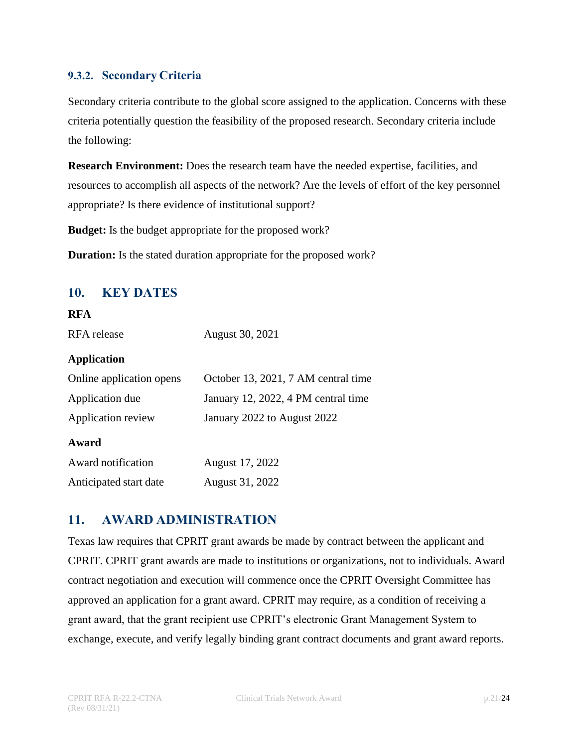### 9.3.2. Secondary Criteria

Secondary criteria contribute to the global score assigned to the application. Concerns with these criteria potentially question the feasibility of the proposed research. Secondary criteria include the following:

**Research Environment:** Does the research team have the needed expertise, facilities, and resources to accomplish all aspects of the network? Are the levels of effort of the key personnel appropriate? Is there evidence of institutional support?

**Budget:** Is the budget appropriate for the proposed work?

**Duration:** Is the stated duration appropriate for the proposed work?

## 10. KEY DATES

**RFA**

| | |
|---|---|
| RFA release | August 30, 2021 |

**Application**

| | |
|---|---|
| Online application opens | October 13, 2021, 7 AM central time |
| Application due | January 12, 2022, 4 PM central time |
| Application review | January 2022 to August 2022 |

**Award**

| | |
|---|---|
| Award notification | August 17, 2022 |
| Anticipated start date | August 31, 2022 |

## 11. AWARD ADMINISTRATION

Texas law requires that CPRIT grant awards be made by contract between the applicant and CPRIT. CPRIT grant awards are made to institutions or organizations, not to individuals. Award contract negotiation and execution will commence once the CPRIT Oversight Committee has approved an application for a grant award. CPRIT may require, as a condition of receiving a grant award, that the grant recipient use CPRIT's electronic Grant Management System to exchange, execute, and verify legally binding grant contract documents and grant award reports.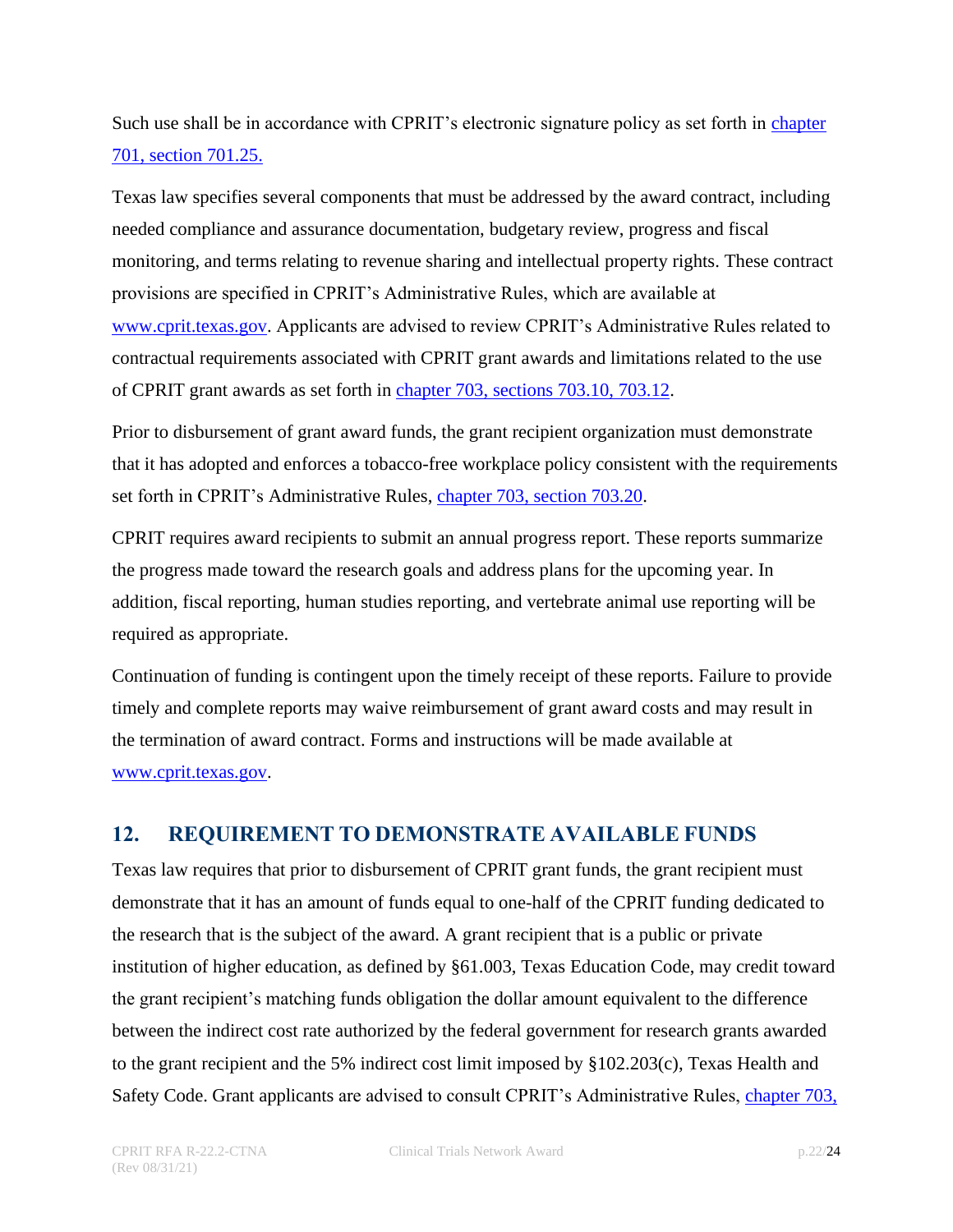Such use shall be in accordance with CPRIT's electronic signature policy as set forth in chapter 701, section 701.25.

Texas law specifies several components that must be addressed by the award contract, including needed compliance and assurance documentation, budgetary review, progress and fiscal monitoring, and terms relating to revenue sharing and intellectual property rights. These contract provisions are specified in CPRIT's Administrative Rules, which are available at www.cprit.texas.gov. Applicants are advised to review CPRIT's Administrative Rules related to contractual requirements associated with CPRIT grant awards and limitations related to the use of CPRIT grant awards as set forth in chapter 703, sections 703.10, 703.12.

Prior to disbursement of grant award funds, the grant recipient organization must demonstrate that it has adopted and enforces a tobacco-free workplace policy consistent with the requirements set forth in CPRIT's Administrative Rules, chapter 703, section 703.20.

CPRIT requires award recipients to submit an annual progress report. These reports summarize the progress made toward the research goals and address plans for the upcoming year. In addition, fiscal reporting, human studies reporting, and vertebrate animal use reporting will be required as appropriate.

Continuation of funding is contingent upon the timely receipt of these reports. Failure to provide timely and complete reports may waive reimbursement of grant award costs and may result in the termination of award contract. Forms and instructions will be made available at www.cprit.texas.gov.

## 12. REQUIREMENT TO DEMONSTRATE AVAILABLE FUNDS

Texas law requires that prior to disbursement of CPRIT grant funds, the grant recipient must demonstrate that it has an amount of funds equal to one-half of the CPRIT funding dedicated to the research that is the subject of the award. A grant recipient that is a public or private institution of higher education, as defined by §61.003, Texas Education Code, may credit toward the grant recipient's matching funds obligation the dollar amount equivalent to the difference between the indirect cost rate authorized by the federal government for research grants awarded to the grant recipient and the 5% indirect cost limit imposed by §102.203(c), Texas Health and Safety Code. Grant applicants are advised to consult CPRIT's Administrative Rules, chapter 703,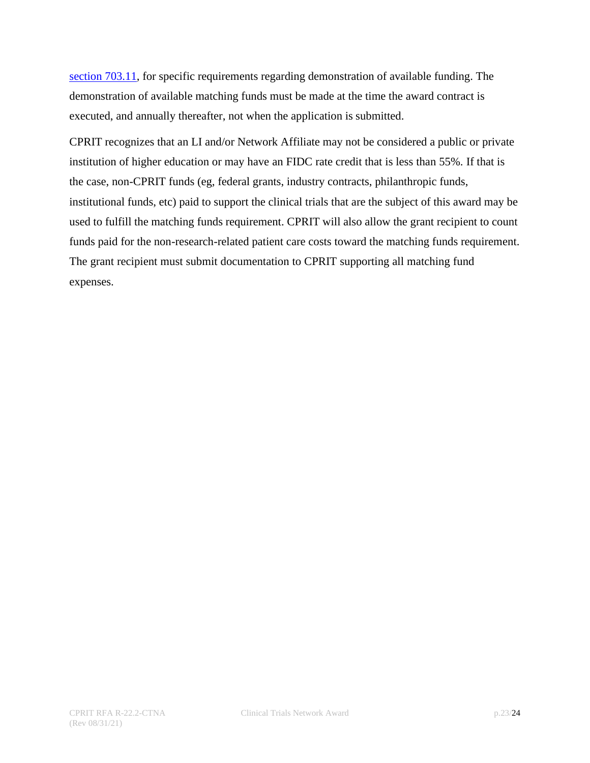[section 703.11](section 703.11), for specific requirements regarding demonstration of available funding. The demonstration of available matching funds must be made at the time the award contract is executed, and annually thereafter, not when the application is submitted.

CPRIT recognizes that an LI and/or Network Affiliate may not be considered a public or private institution of higher education or may have an FIDC rate credit that is less than 55%. If that is the case, non-CPRIT funds (eg, federal grants, industry contracts, philanthropic funds, institutional funds, etc) paid to support the clinical trials that are the subject of this award may be used to fulfill the matching funds requirement. CPRIT will also allow the grant recipient to count funds paid for the non-research-related patient care costs toward the matching funds requirement. The grant recipient must submit documentation to CPRIT supporting all matching fund expenses.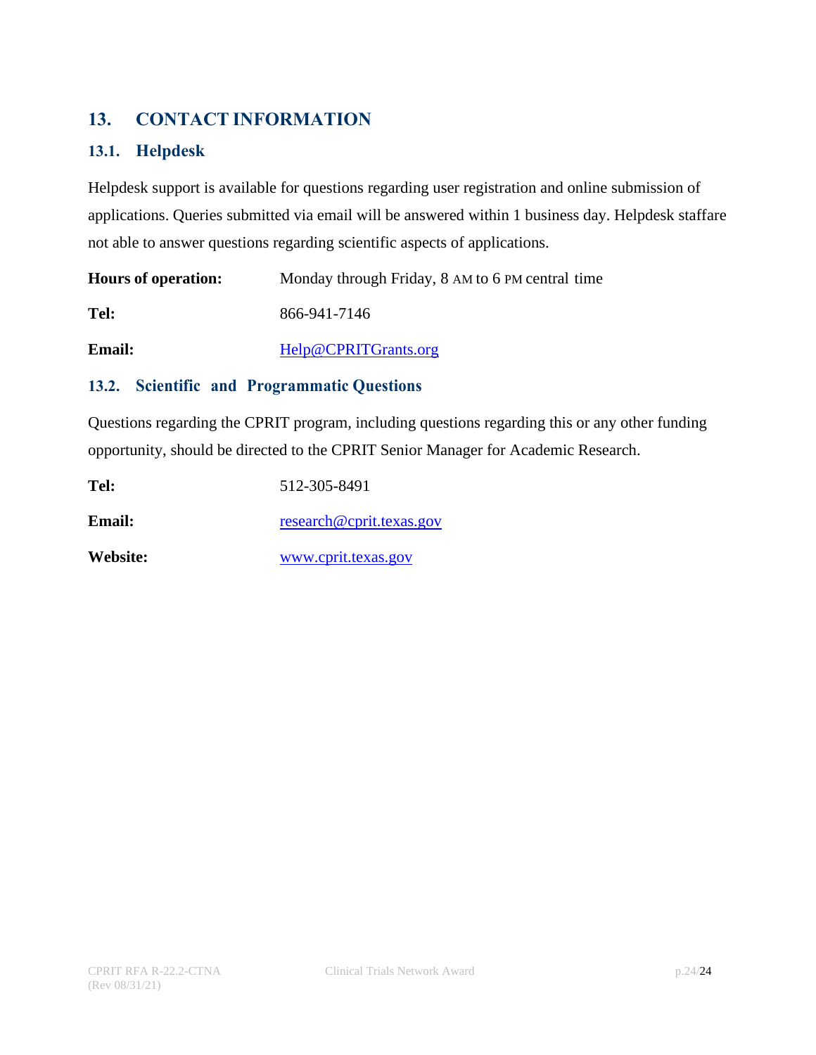## 13. CONTACT INFORMATION

### 13.1. Helpdesk

Helpdesk support is available for questions regarding user registration and online submission of applications. Queries submitted via email will be answered within 1 business day. Helpdesk staffare not able to answer questions regarding scientific aspects of applications.

**Hours of operation:** Monday through Friday, 8 AM to 6 PM central time

**Tel:** 866-941-7146

**Email:** Help@CPRITGrants.org

### 13.2. Scientific and Programmatic Questions

Questions regarding the CPRIT program, including questions regarding this or any other funding opportunity, should be directed to the CPRIT Senior Manager for Academic Research.

**Tel:** 512-305-8491

**Email:** research@cprit.texas.gov

**Website:** www.cprit.texas.gov